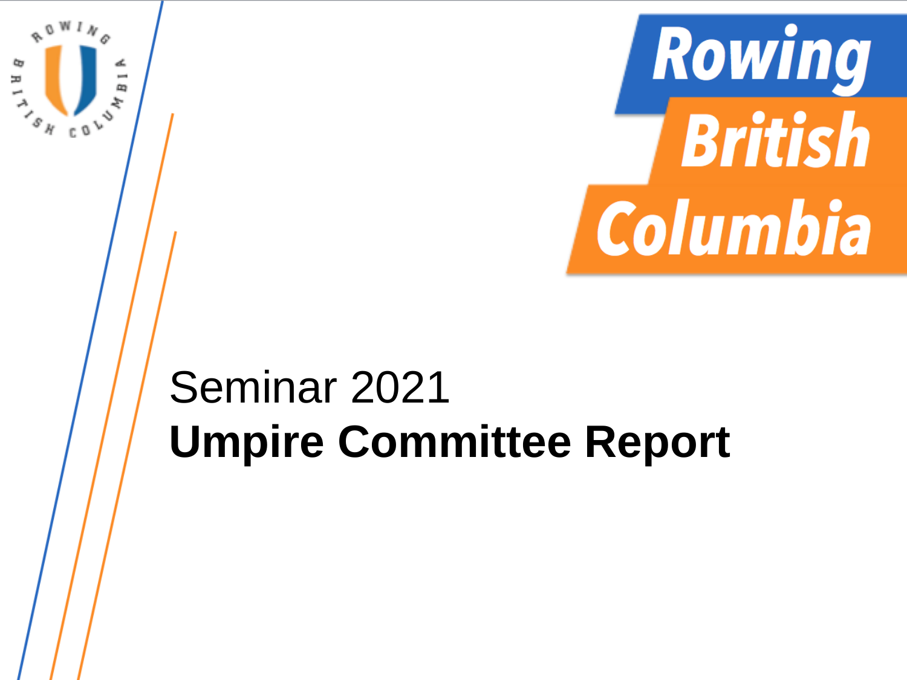Rowing British Columbia

# Seminar 2021

# **Umpire Committee Report**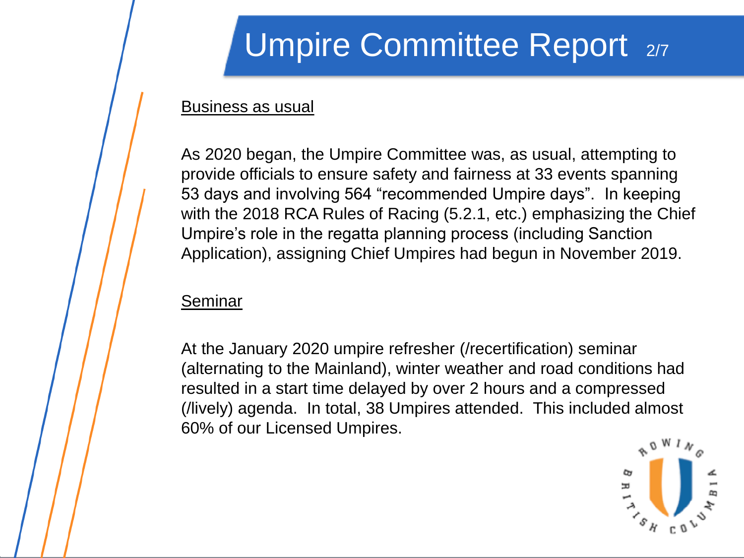# Umpire Committee Report

## Business as usual

As 2020 began, the Umpire Committee was, as usual, attempting to provide officials to ensure safety and fairness at 33 events spanning 53 days and involving 564 “recommended Umpire days”. In keeping with the 2018 RCA Rules of Racing (5.2.1, etc.) emphasizing the Chief Umpire’s role in the regatta planning process (including Sanction Application), assigning Chief Umpires had begun in November 2019.

## Seminar

At the January 2020 umpire refresher (/recertification) seminar (alternating to the Mainland), winter weather and road conditions had resulted in a start time delayed by over 2 hours and a compressed (/lively) agenda. In total, 38 Umpires attended. This included almost 60% of our Licensed Umpires.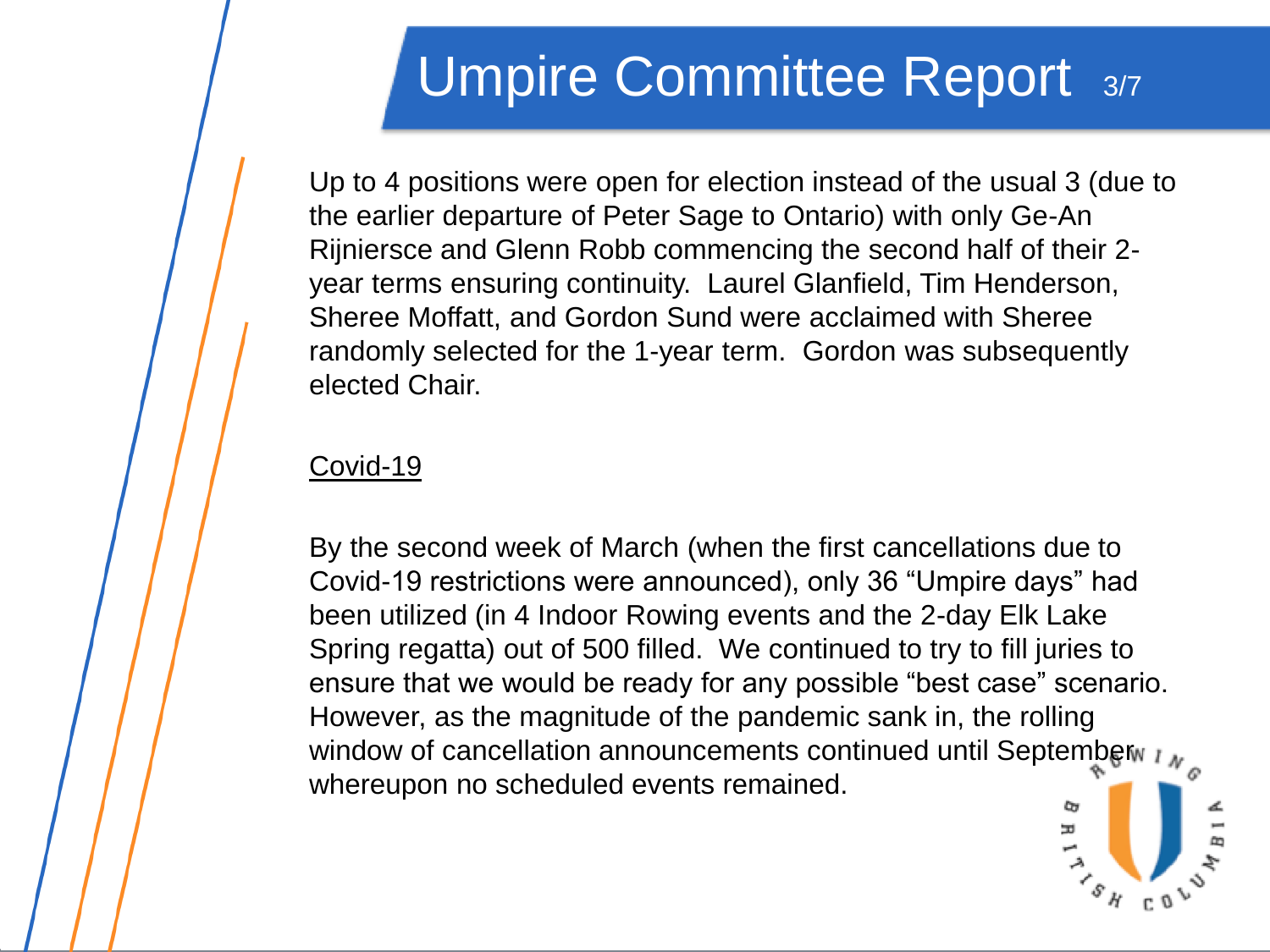# Umpire Committee Report

Up to 4 positions were open for election instead of the usual 3 (due to the earlier departure of Peter Sage to Ontario) with only Ge-An Rijniersce and Glenn Robb commencing the second half of their 2-year terms ensuring continuity. Laurel Glanfield, Tim Henderson, Sheree Moffatt, and Gordon Sund were acclaimed with Sheree randomly selected for the 1-year term. Gordon was subsequently elected Chair.

<u>Covid-19</u>

By the second week of March (when the first cancellations due to Covid-19 restrictions were announced), only 36 “Umpire days” had been utilized (in 4 Indoor Rowing events and the 2-day Elk Lake Spring regatta) out of 500 filled. We continued to try to fill juries to ensure that we would be ready for any possible “best case” scenario. However, as the magnitude of the pandemic sank in, the rolling window of cancellation announcements continued until September whereupon no scheduled events remained.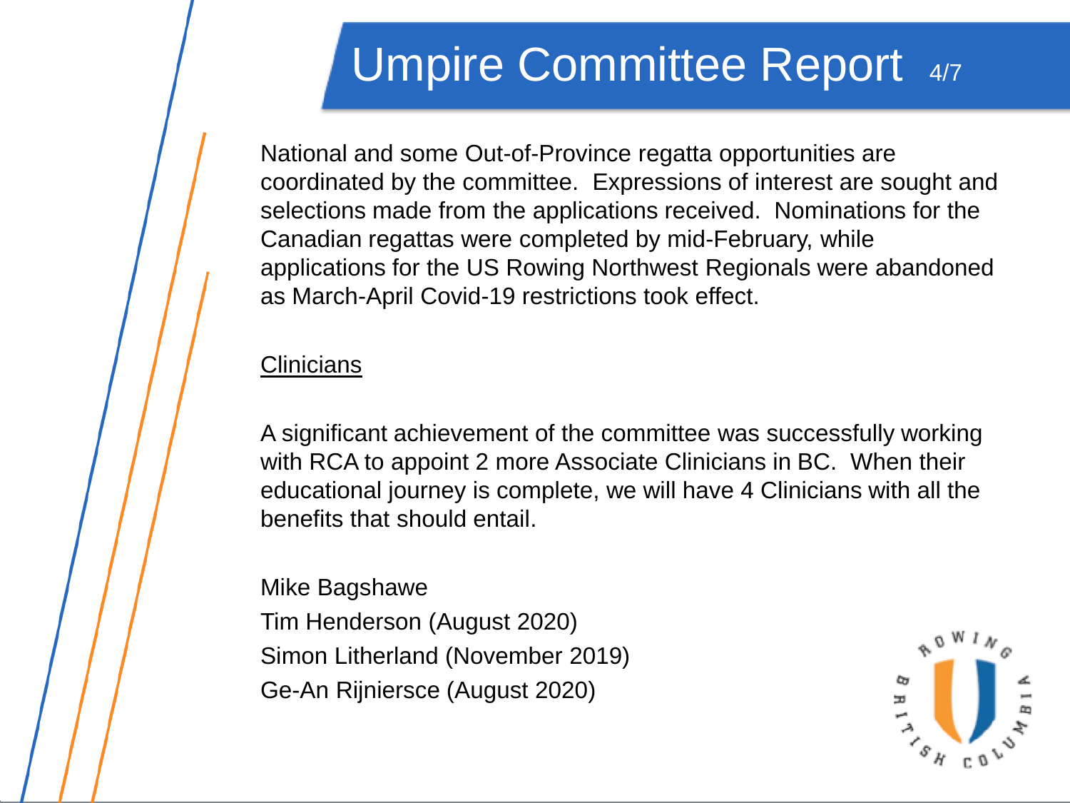# Umpire Committee Report

National and some Out-of-Province regatta opportunities are coordinated by the committee.  Expressions of interest are sought and selections made from the applications received.  Nominations for the Canadian regattas were completed by mid-February, while applications for the US Rowing Northwest Regionals were abandoned as March-April Covid-19 restrictions took effect.

## Clinicians

A significant achievement of the committee was successfully working with RCA to appoint 2 more Associate Clinicians in BC.  When their educational journey is complete, we will have 4 Clinicians with all the benefits that should entail.

Mike Bagshawe
Tim Henderson (August 2020)
Simon Litherland (November 2019)
Ge-An Rijniersce (August 2020)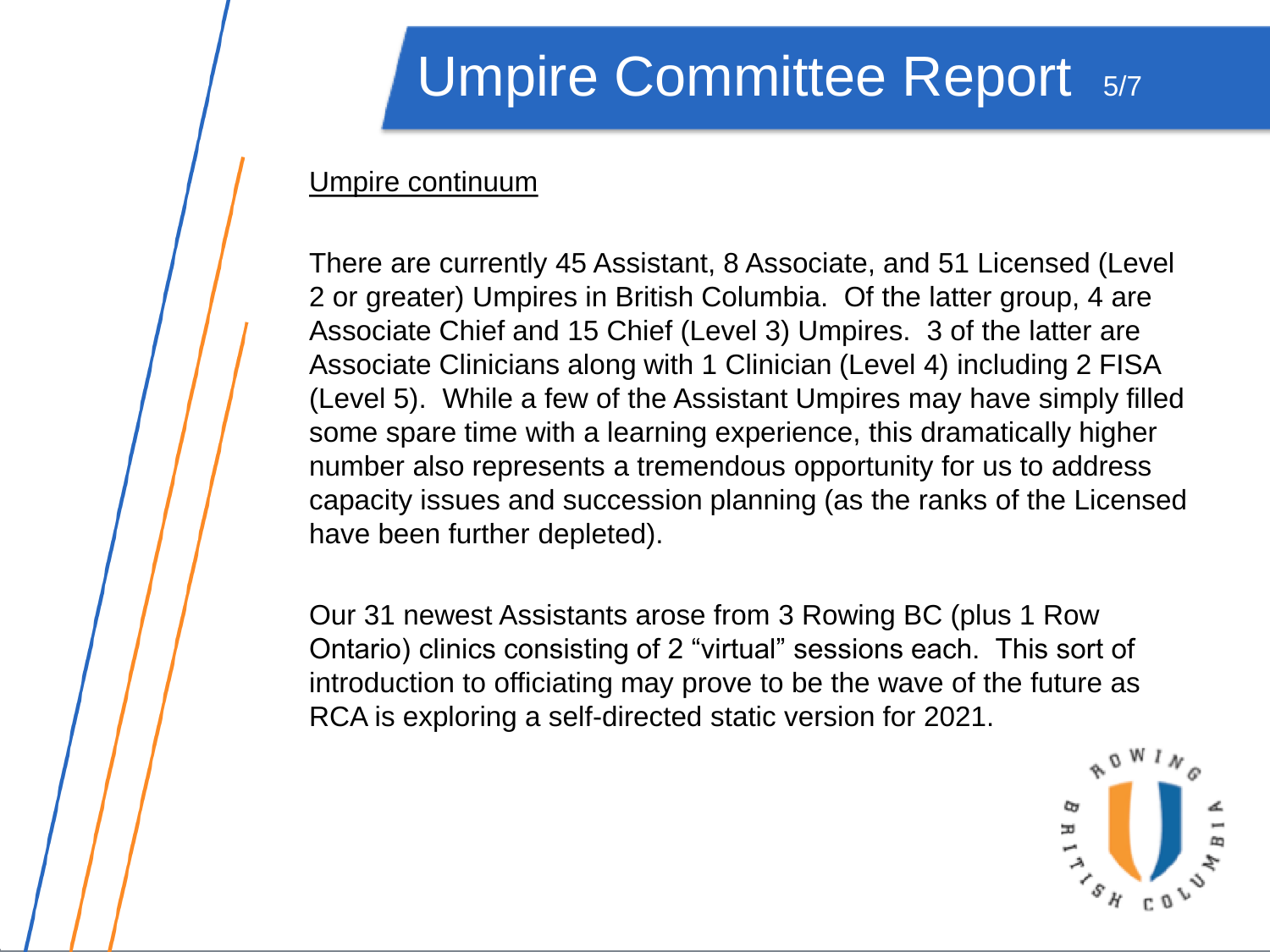# Umpire Committee Report

Umpire continuum

There are currently 45 Assistant, 8 Associate, and 51 Licensed (Level 2 or greater) Umpires in British Columbia. Of the latter group, 4 are Associate Chief and 15 Chief (Level 3) Umpires. 3 of the latter are Associate Clinicians along with 1 Clinician (Level 4) including 2 FISA (Level 5). While a few of the Assistant Umpires may have simply filled some spare time with a learning experience, this dramatically higher number also represents a tremendous opportunity for us to address capacity issues and succession planning (as the ranks of the Licensed have been further depleted).

Our 31 newest Assistants arose from 3 Rowing BC (plus 1 Row Ontario) clinics consisting of 2 “virtual” sessions each. This sort of introduction to officiating may prove to be the wave of the future as RCA is exploring a self-directed static version for 2021.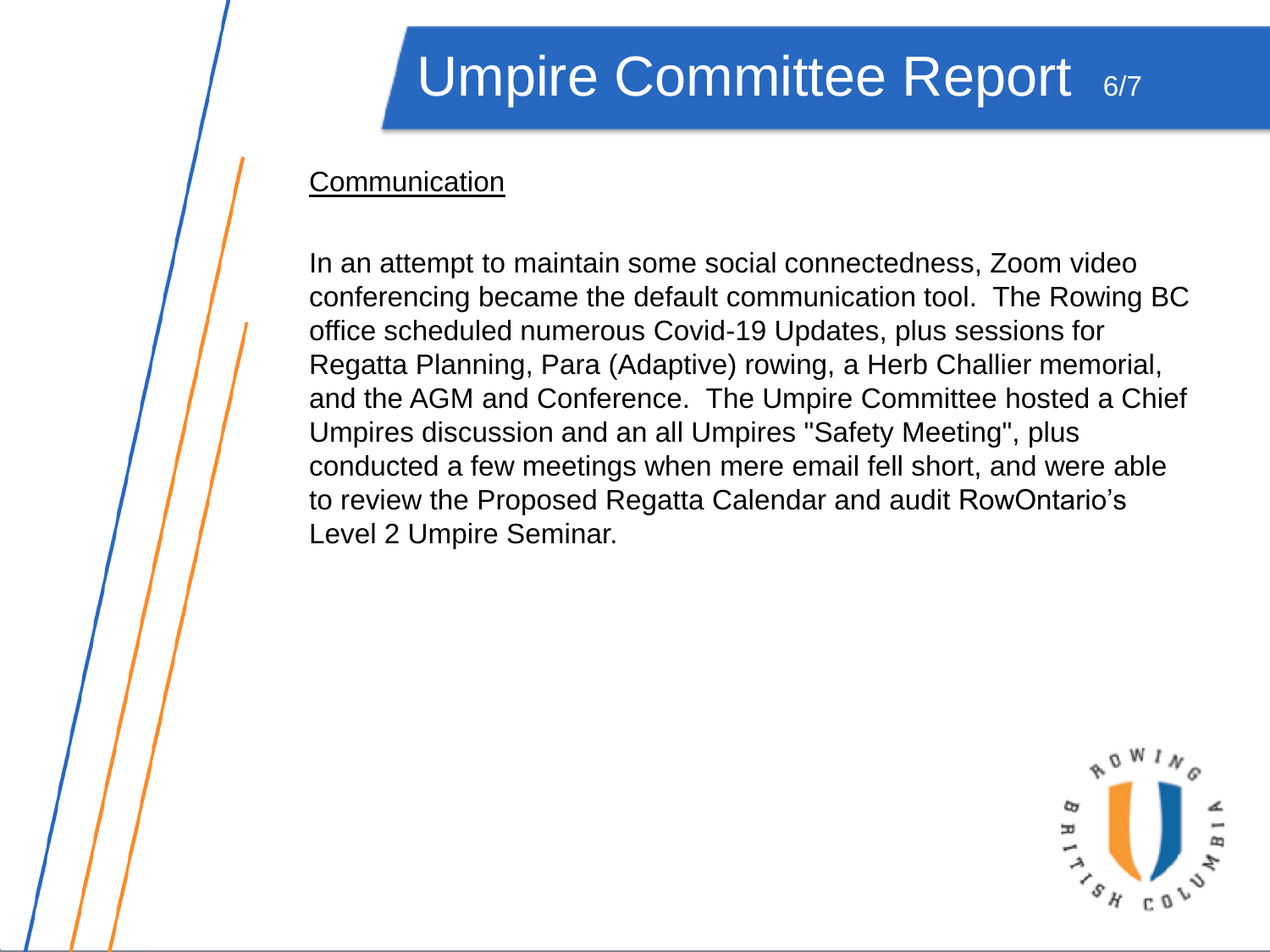# Umpire Committee Report

## Communication

In an attempt to maintain some social connectedness, Zoom video conferencing became the default communication tool.  The Rowing BC office scheduled numerous Covid-19 Updates, plus sessions for Regatta Planning, Para (Adaptive) rowing, a Herb Challier memorial, and the AGM and Conference.  The Umpire Committee hosted a Chief Umpires discussion and an all Umpires "Safety Meeting", plus conducted a few meetings when mere email fell short, and were able to review the Proposed Regatta Calendar and audit RowOntario's Level 2 Umpire Seminar.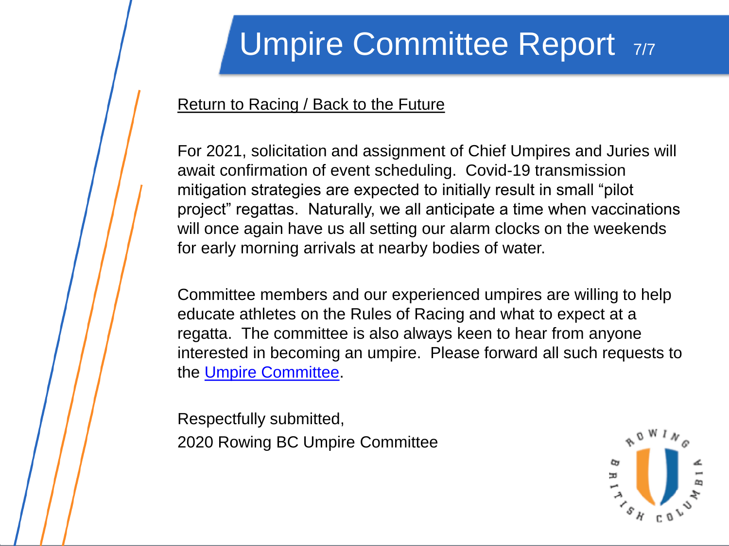# Umpire Committee Report

Return to Racing / Back to the Future

For 2021, solicitation and assignment of Chief Umpires and Juries will await confirmation of event scheduling.  Covid-19 transmission mitigation strategies are expected to initially result in small "pilot project" regattas.  Naturally, we all anticipate a time when vaccinations will once again have us all setting our alarm clocks on the weekends for early morning arrivals at nearby bodies of water.

Committee members and our experienced umpires are willing to help educate athletes on the Rules of Racing and what to expect at a regatta.  The committee is also always keen to hear from anyone interested in becoming an umpire.  Please forward all such requests to the Umpire Committee.

Respectfully submitted,
2020 Rowing BC Umpire Committee